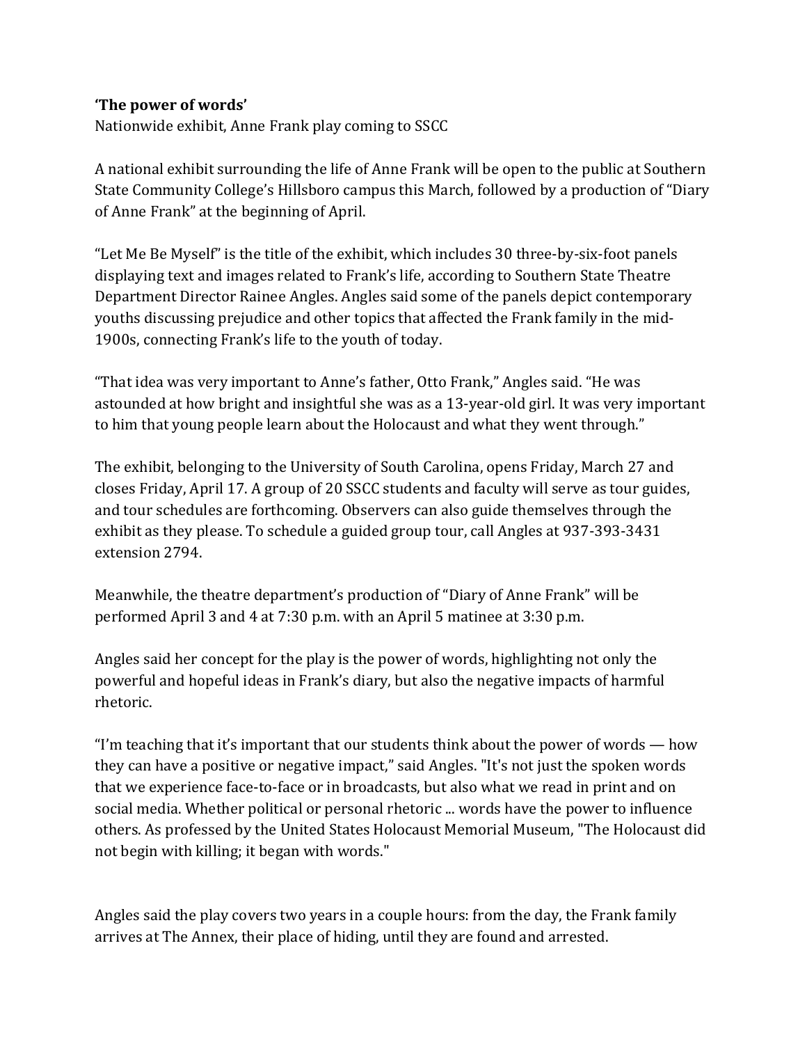**'The power of words'**

Nationwide exhibit, Anne Frank play coming to SSCC

A national exhibit surrounding the life of Anne Frank will be open to the public at Southern State Community College's Hillsboro campus this March, followed by a production of "Diary of Anne Frank" at the beginning of April.

"Let Me Be Myself" is the title of the exhibit, which includes 30 three-by-six-foot panels displaying text and images related to Frank's life, according to Southern State Theatre Department Director Rainee Angles. Angles said some of the panels depict contemporary youths discussing prejudice and other topics that affected the Frank family in the mid-1900s, connecting Frank's life to the youth of today.

"That idea was very important to Anne's father, Otto Frank," Angles said. "He was astounded at how bright and insightful she was as a 13-year-old girl. It was very important to him that young people learn about the Holocaust and what they went through."

The exhibit, belonging to the University of South Carolina, opens Friday, March 27 and closes Friday, April 17. A group of 20 SSCC students and faculty will serve as tour guides, and tour schedules are forthcoming. Observers can also guide themselves through the exhibit as they please. To schedule a guided group tour, call Angles at 937-393-3431 extension 2794.

Meanwhile, the theatre department's production of "Diary of Anne Frank" will be performed April 3 and 4 at 7:30 p.m. with an April 5 matinee at 3:30 p.m.

Angles said her concept for the play is the power of words, highlighting not only the powerful and hopeful ideas in Frank's diary, but also the negative impacts of harmful rhetoric.

"I'm teaching that it's important that our students think about the power of words — how they can have a positive or negative impact," said Angles. "It's not just the spoken words that we experience face-to-face or in broadcasts, but also what we read in print and on social media. Whether political or personal rhetoric ... words have the power to influence others. As professed by the United States Holocaust Memorial Museum, "The Holocaust did not begin with killing; it began with words."

Angles said the play covers two years in a couple hours: from the day, the Frank family arrives at The Annex, their place of hiding, until they are found and arrested.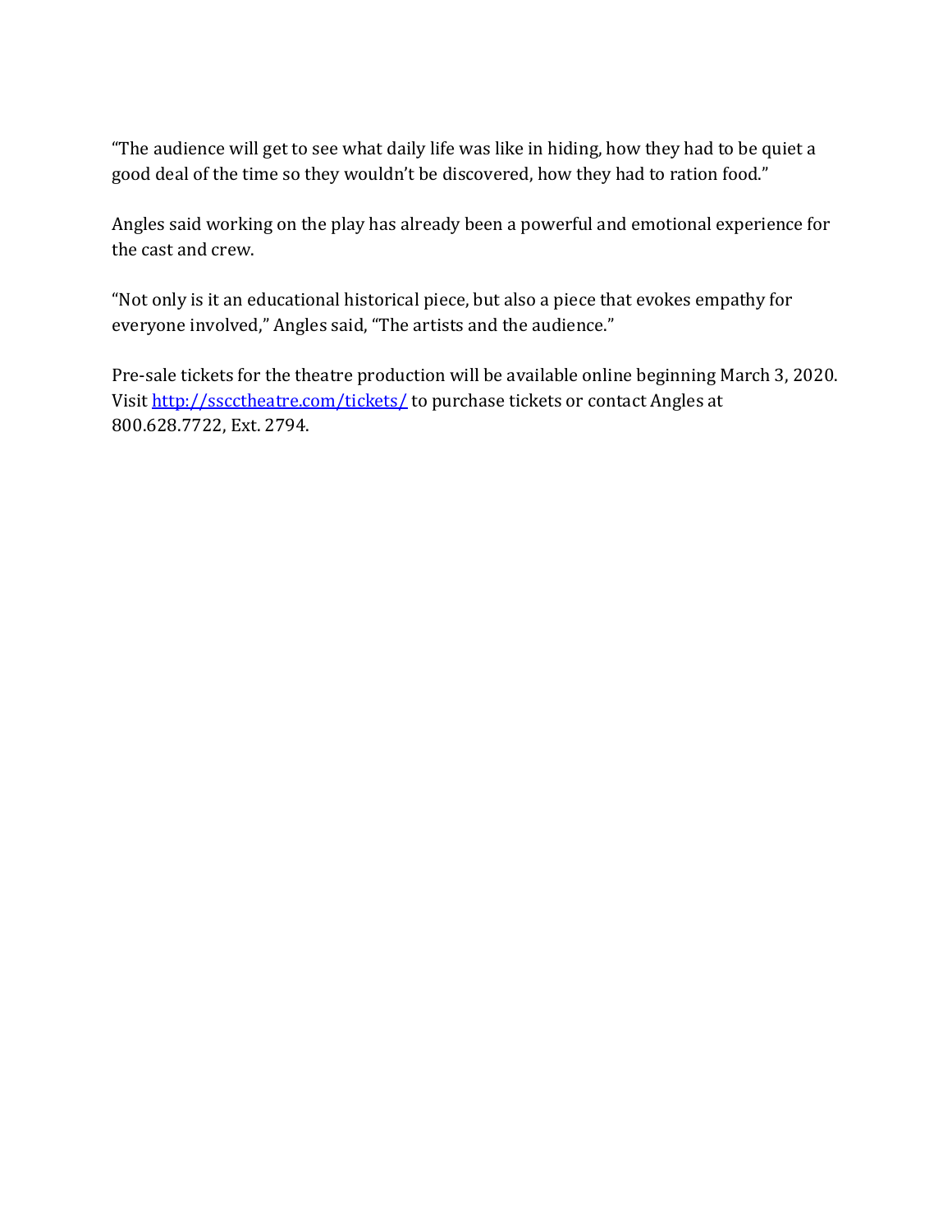"The audience will get to see what daily life was like in hiding, how they had to be quiet a good deal of the time so they wouldn't be discovered, how they had to ration food."

Angles said working on the play has already been a powerful and emotional experience for the cast and crew.

"Not only is it an educational historical piece, but also a piece that evokes empathy for everyone involved," Angles said, "The artists and the audience."

Pre-sale tickets for the theatre production will be available online beginning March 3, 2020. Visit [http://sscctheatre.com/tickets/](http://sscctheatre.com/tickets/) to purchase tickets or contact Angles at 800.628.7722, Ext. 2794.